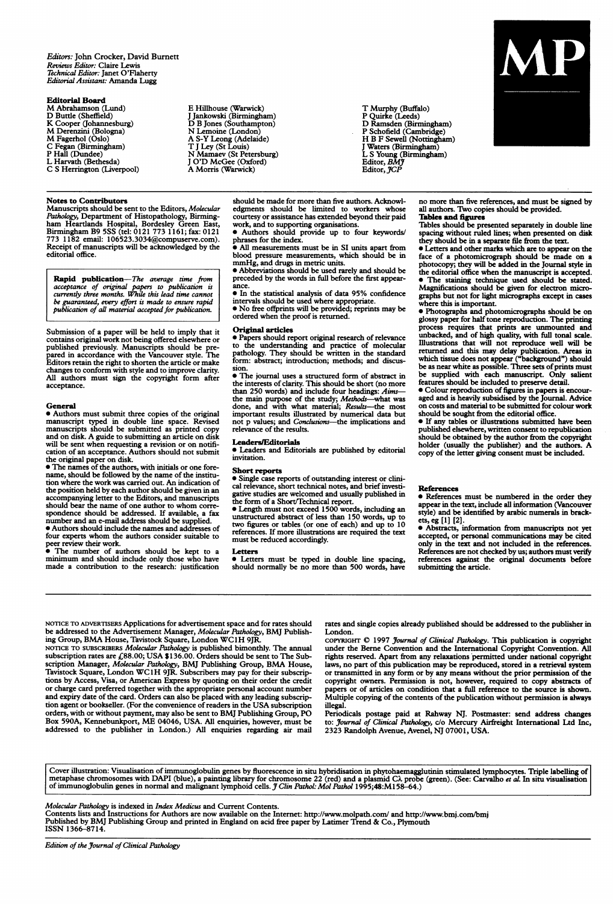*Editors:* John Crocker, David Burnett
*Reviews Editor:* Claire Lewis
*Technical Editor:* Janet O'Flaherty
*Editorial Assistant:* Amanda Lugg

**MP**

**Editorial Board**

M Abrahamson (Lund)
D Buttle (Sheffield)
K Cooper (Johannesburg)
M Derenzini (Bologna)
M Fagerhol (Oslo)
C Fegan (Birmingham)
P Hall (Dundee)
L Harvath (Bethesda)
C S Herrington (Liverpool)
E Hillhouse (Warwick)
J Jankowski (Birmingham)
D B Jones (Southampton)
N Lemoine (London)
A S-Y Leong (Adelaide)
T J Ley (St Louis)
N Mamaev (St Petersburg)
J O'D McGee (Oxford)
A Morris (Warwick)
T Murphy (Buffalo)
P Quirke (Leeds)
D Ramsden (Birmingham)
P Schofield (Cambridge)
H B F Sewell (Nottingham)
J Waters (Birmingham)
L S Young (Birmingham)
Editor, *BMJ*
Editor, *JCP*

**Notes to Contributors**

Manuscripts should be sent to the Editors, *Molecular Pathology*, Department of Histopathology, Birmingham Heartlands Hospital, Bordesley Green East, Birmingham B9 5SS (tel: 0121 773 1161; fax: 0121 773 1182 email: 106523.3034@compuserve.com). Receipt of manuscripts will be acknowledged by the editorial office.

> **Rapid publication**—*The average time from acceptance of original papers to publication is currently three months. While this lead time cannot be guaranteed, every effort is made to ensure rapid publication of all material accepted for publication.*

Submission of a paper will be held to imply that it contains original work not being offered elsewhere or published previously. Manuscripts should be prepared in accordance with the Vancouver style. The Editors retain the right to shorten the article or make changes to conform with style and to improve clarity. All authors must sign the copyright form after acceptance.

**General**

- Authors must submit three copies of the original manuscript typed in double line space. Revised manuscripts should be submitted as printed copy and on disk. A guide to submitting an article on disk will be sent when requesting a revision or on notification of an acceptance. Authors should not submit the original paper on disk.
- The names of the authors, with initials or one forename, should be followed by the name of the institution where the work was carried out. An indication of the position held by each author should be given in an accompanying letter to the Editors, and manuscripts should bear the name of one author to whom correspondence should be addressed. If available, a fax number and an e-mail address should be supplied.
- Authors should include the names and addresses of four experts whom the authors consider suitable to peer review their work.
- The number of authors should be kept to a minimum and should include only those who have made a contribution to the research: justification should be made for more than five authors. Acknowledgments should be limited to workers whose courtesy or assistance has extended beyond their paid work, and to supporting organisations.
- Authors should provide up to four keywords/phrases for the index.
- All measurements must be in SI units apart from blood pressure measurements, which should be in mmHg, and drugs in metric units.
- Abbreviations should be used rarely and should be preceded by the words in full before the first appearance.
- In the statistical analysis of data 95% confidence intervals should be used where appropriate.
- No free offprints will be provided; reprints may be ordered when the proof is returned.

**Original articles**

- Papers should report original research of relevance to the understanding and practice of molecular pathology. They should be written in the standard form: abstract; introduction; methods; and discussion.
- The journal uses a structured form of abstract in the interests of clarity. This should be short (no more than 250 words) and include four headings: *Aims*—the main purpose of the study; *Methods*—what was done, and with what material; *Results*—the most important results illustrated by numerical data but not p values; and *Conclusions*—the implications and relevance of the results.

**Leaders/Editorials**

- Leaders and Editorials are published by editorial invitation.

**Short reports**

- Single case reports of outstanding interest or clinical relevance, short technical notes, and brief investigative studies are welcomed and usually published in the form of a Short/Technical report.
- Length must not exceed 1500 words, including an unstructured abstract of less than 150 words, up to two figures or tables (or one of each) and up to 10 references. If more illustrations are required the text must be reduced accordingly.

**Letters**

- Letters must be typed in double line spacing, should normally be no more than 500 words, have no more than five references, and must be signed by all authors. Two copies should be provided.

**Tables and figures**

Tables should be presented separately in double line spacing without ruled lines; when presented on disk they should be in a separate file from the text.

- Letters and other marks which are to appear on the face of a photomicrograph should be made on a photocopy; they will be added in the Journal style in the editorial office when the manuscript is accepted.
- The staining technique used should be stated. Magnifications should be given for electron micrographs but not for light micrographs except in cases where this is important.
- Photographs and photomicrographs should be on glossy paper for half tone reproduction. The printing process requires that prints are unmounted and unbacked, and of high quality, with full tonal scale. Illustrations that will not reproduce well will be returned and this may delay publication. Areas in which tissue does not appear ("background") should be as near white as possible. Three sets of prints must be supplied with each manuscript. Only salient features should be included to preserve detail.
- Colour reproduction of figures in papers is encouraged and is heavily subsidised by the Journal. Advice on costs and material to be submitted for colour work should be sought from the editorial office.
- If any tables or illustrations submitted have been published elsewhere, written consent to republication should be obtained by the author from the copyright holder (usually the publisher) and the authors. A copy of the letter giving consent must be included.

**References**

- References must be numbered in the order they appear in the text, include all information (Vancouver style) and be identified by arabic numerals in brackets, eg [1] [2].
- Abstracts, information from manuscripts not yet accepted, or personal communications may be cited only in the text and not included in the references. References are not checked by us; authors must verify references against the original documents before submitting the article.

---

NOTICE TO ADVERTISERS Applications for advertisement space and for rates should be addressed to the Advertisement Manager, *Molecular Pathology*, BMJ Publishing Group, BMA House, Tavistock Square, London WC1H 9JR.

NOTICE TO SUBSCRIBERS *Molecular Pathology* is published bimonthly. The annual subscription rates are £88.00; USA $136.00. Orders should be sent to The Subscription Manager, *Molecular Pathology*, BMJ Publishing Group, BMA House, Tavistock Square, London WC1H 9JR. Subscribers may pay for their subscriptions by Access, Visa, or American Express by quoting on their order the credit or charge card preferred together with the appropriate personal account number and expiry date of the card. Orders can also be placed with any leading subscription agent or bookseller. (For the convenience of readers in the USA subscription orders, with or without payment, may also be sent to BMJ Publishing Group, PO Box 590A, Kennebunkport, ME 04046, USA. All enquiries, however, must be addressed to the publisher in London.) All enquiries regarding air mail rates and single copies already published should be addressed to the publisher in London.

COPYRIGHT © 1997 *Journal of Clinical Pathology*. This publication is copyright under the Berne Convention and the International Copyright Convention. All rights reserved. Apart from any relaxations permitted under national copyright laws, no part of this publication may be reproduced, stored in a retrieval system or transmitted in any form or by any means without the prior permission of the copyright owners. Permission is not, however, required to copy abstracts of papers or of articles on condition that a full reference to the source is shown. Multiple copying of the contents of the publication without permission is always illegal.

Periodicals postage paid at Rahway NJ. Postmaster: send address changes to: *Journal of Clinical Pathology*, c/o Mercury Airfreight International Ltd Inc, 2323 Randolph Avenue, Avenel, NJ 07001, USA.

---

Cover illustration: Visualisation of immunoglobulin genes by fluorescence in situ hybridisation in phytohaemagglutinin stimulated lymphocytes. Triple labelling of metaphase chromosomes with DAPI (blue), a painting library for chromosome 22 (red) and a plasmid Cλ probe (green). (See: Carvalho *et al*. In situ visualisation of immunoglobulin genes in normal and malignant lymphoid cells. *J Clin Pathol: Mol Pathol* 1995;48:M158–64.)

---

*Molecular Pathology* is indexed in *Index Medicus* and Current Contents.
Contents lists and Instructions for Authors are now available on the Internet: http://www.molpath.com/ and http://www.bmj.com/bmj
Published by BMJ Publishing Group and printed in England on acid free paper by Latimer Trend & Co., Plymouth
ISSN 1366-8714.

*Edition of the Journal of Clinical Pathology*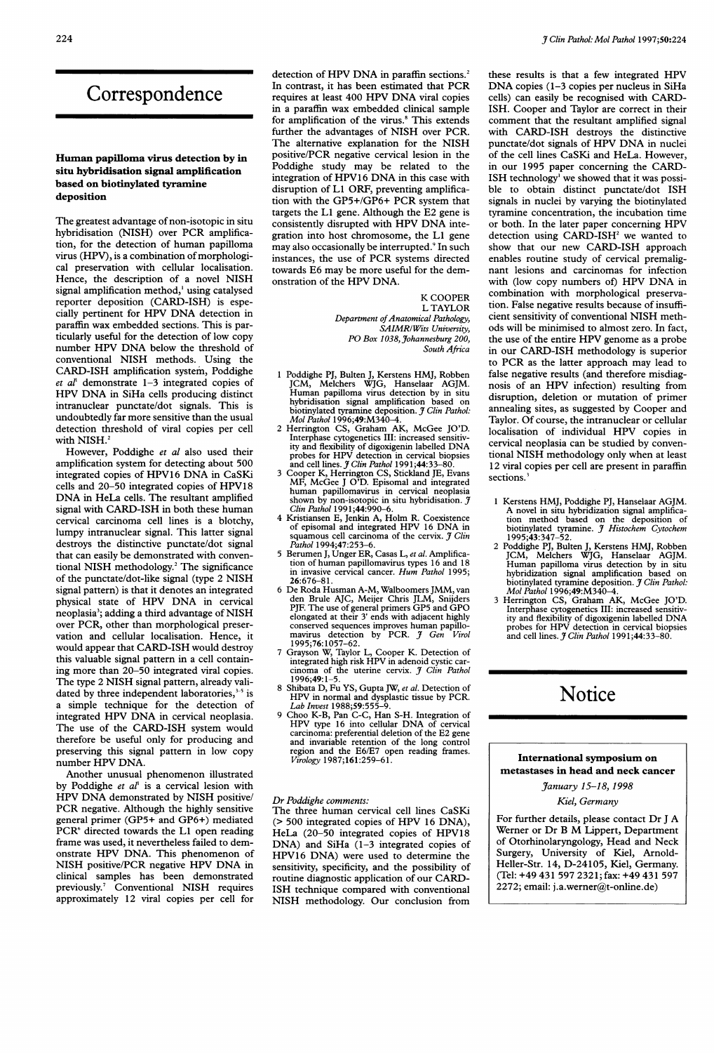# Correspondence

## Human papilloma virus detection by in situ hybridisation signal amplification based on biotinylated tyramine deposition

The greatest advantage of non-isotopic in situ hybridisation (NISH) over PCR amplification, for the detection of human papilloma virus (HPV), is a combination of morphological preservation with cellular localisation. Hence, the description of a novel NISH signal amplification method,[1] using catalysed reporter deposition (CARD-ISH) is especially pertinent for HPV DNA detection in paraffin wax embedded sections. This is particularly useful for the detection of low copy number HPV DNA below the threshold of conventional NISH methods. Using the CARD-ISH amplification system, Poddighe *et al*[1] demonstrate 1–3 integrated copies of HPV DNA in SiHa cells producing distinct intranuclear punctate/dot signals. This is undoubtedly far more sensitive than the usual detection threshold of viral copies per cell with NISH.[2]

However, Poddighe *et al* also used their amplification system for detecting about 500 integrated copies of HPV16 DNA in CaSKi cells and 20–50 integrated copies of HPV18 DNA in HeLa cells. The resultant amplified signal with CARD-ISH in both these human cervical carcinoma cell lines is a blotchy, lumpy intranuclear signal. This latter signal destroys the distinctive punctate/dot signal that can easily be demonstrated with conventional NISH methodology.[2] The significance of the punctate/dot-like signal (type 2 NISH signal pattern) is that it denotes an integrated physical state of HPV DNA in cervical neoplasia[3]; adding a third advantage of NISH over PCR, other than morphological preservation and cellular localisation. Hence, it would appear that CARD-ISH would destroy this valuable signal pattern in a cell containing more than 20–50 integrated viral copies. The type 2 NISH signal pattern, already validated by three independent laboratories,[3-5] is a simple technique for the detection of integrated HPV DNA in cervical neoplasia. The use of the CARD-ISH system would therefore be useful only for producing and preserving this signal pattern in low copy number HPV DNA.

Another unusual phenomenon illustrated by Poddighe *et al*[1] is a cervical lesion with HPV DNA demonstrated by NISH positive/PCR negative. Although the highly sensitive general primer (GP5+ and GP6+) mediated PCR[6] directed towards the L1 open reading frame was used, it nevertheless failed to demonstrate HPV DNA. This phenomenon of NISH positive/PCR negative HPV DNA in clinical samples has been demonstrated previously.[7] Conventional NISH requires approximately 12 viral copies per cell for detection of HPV DNA in paraffin sections.[2] In contrast, it has been estimated that PCR requires at least 400 HPV DNA viral copies in a paraffin wax embedded clinical sample for amplification of the virus.[8] This extends further the advantages of NISH over PCR. The alternative explanation for the NISH positive/PCR negative cervical lesion in the Poddighe study may be related to the integration of HPV16 DNA in this case with disruption of L1 ORF, preventing amplification with the GP5+/GP6+ PCR system that targets the L1 gene. Although the E2 gene is consistently disrupted with HPV DNA integration into host chromosome, the L1 gene may also occasionally be interrupted.[9] In such instances, the use of PCR systems directed towards E6 may be more useful for the demonstration of the HPV DNA.

K COOPER  
L TAYLOR  
*Department of Anatomical Pathology, SAIMR/Wits University, PO Box 1038, Johannesburg 200, South Africa*

1 Poddighe PJ, Bulten J, Kerstens HMJ, Robben JCM, Melchers WJG, Hanselaar AGJM. Human papilloma virus detection by in situ hybridisation signal amplification based on biotinylated tyramine deposition. *J Clin Pathol: Mol Pathol* 1996;49:M340–4.

2 Herrington CS, Graham AK, McGee JO'D. Interphase cytogenetics III: increased sensitivity and flexibility of digoxigenin labelled DNA probes for HPV detection in cervical biopsies and cell lines. *J Clin Pathol* 1991;44:33–80.

3 Cooper K, Herrington CS, Stickland JE, Evans MF, McGee J O'D. Episomal and integrated human papillomavirus in cervical neoplasia shown by non-isotopic in situ hybridisation. *J Clin Pathol* 1991;44:990–6.

4 Kristiansen E, Jenkin A, Holm R. Coexistence of episomal and integrated HPV 16 DNA in squamous cell carcinoma of the cervix. *J Clin Pathol* 1994;47:253–6.

5 Berumen J, Unger ER, Casas L, *et al*. Amplification of human papillomavirus types 16 and 18 in invasive cervical cancer. *Hum Pathol* 1995; 26:676–81.

6 De Roda Husman A-M, Walboomers JMM, van den Brule AJC, Meijer Chris JLM, Snijders PJF. The use of general primers GP5 and GPO elongated at their 3' ends with adjacent highly conserved sequences improves human papillomavirus detection by PCR. *J Gen Virol* 1995;76:1057–62.

7 Grayson W, Taylor L, Cooper K. Detection of integrated high risk HPV in adenoid cystic carcinoma of the uterine cervix. *J Clin Pathol* 1996;49:1–5.

8 Shibata D, Fu YS, Gupta JW, *et al*. Detection of HPV in normal and dysplastic tissue by PCR. *Lab Invest* 1988;59:555–9.

9 Choo K-B, Pan C-C, Han S-H. Integration of HPV type 16 into cellular DNA of cervical carcinoma: preferential deletion of the E2 gene and invariable retention of the long control region and the E6/E7 open reading frames. *Virology* 1987;161:259–61.

*Dr Poddighe comments:*

The three human cervical cell lines CaSKi (> 500 integrated copies of HPV 16 DNA), HeLa (20–50 integrated copies of HPV18 DNA) and SiHa (1–3 integrated copies of HPV16 DNA) were used to determine the sensitivity, specificity, and the possibility of routine diagnostic application of our CARD-ISH technique compared with conventional NISH methodology. Our conclusion from these results is that a few integrated HPV DNA copies (1–3 copies per nucleus in SiHa cells) can easily be recognised with CARD-ISH. Cooper and Taylor are correct in their comment that the resultant amplified signal with CARD-ISH destroys the distinctive punctate/dot signals of HPV DNA in nuclei of the cell lines CaSKi and HeLa. However, in our 1995 paper concerning the CARD-ISH technology[1] we showed that it was possible to obtain distinct punctate/dot ISH signals in nuclei by varying the biotinylated tyramine concentration, the incubation time or both. In the later paper concerning HPV detection using CARD-ISH[2] we wanted to show that our new CARD-ISH approach enables routine study of cervical premalignant lesions and carcinomas for infection with (low copy numbers of) HPV DNA in combination with morphological preservation. False negative results because of insufficient sensitivity of conventional NISH methods will be minimised to almost zero. In fact, by the use of the entire HPV genome as a probe in our CARD-ISH methodology is superior to PCR as the latter approach may lead to false negative results (and therefore misdiagnosis of an HPV infection) resulting from disruption, deletion or mutation of primer annealing sites, as suggested by Cooper and Taylor. Of course, the intranuclear or cellular localisation of individual HPV copies in cervical neoplasia can be studied by conventional NISH methodology only when at least 12 viral copies per cell are present in paraffin sections.[3]

1 Kerstens HMJ, Poddighe PJ, Hanselaar AGJM. A novel in situ hybridization signal amplification method based on the deposition of biotinylated tyramine. *J Histochem Cytochem* 1995;43:347–52.

2 Poddighe PJ, Bulten J, Kerstens HMJ, Robben JCM, Melchers WJG, Hanselaar AGJM. Human papilloma virus detection by in situ hybridization signal amplification based on biotinylated tyramine deposition. *J Clin Pathol: Mol Pathol* 1996;49:M340–4.

3 Herrington CS, Graham AK, McGee JO'D. Interphase cytogenetics III: increased sensitivity and flexibility of digoxigenin labelled DNA probes for HPV detection in cervical biopsies and cell lines. *J Clin Pathol* 1991;44:33–80.

# Notice

## International symposium on metastases in head and neck cancer

*January 15–18, 1998*

*Kiel, Germany*

For further details, please contact Dr J A Werner or Dr B M Lippert, Department of Otorhinolaryngology, Head and Neck Surgery, University of Kiel, Arnold-Heller-Str. 14, D-24105, Kiel, Germany. (Tel: +49 431 597 2321; fax: +49 431 597 2272; email: j.a.werner@t-online.de)